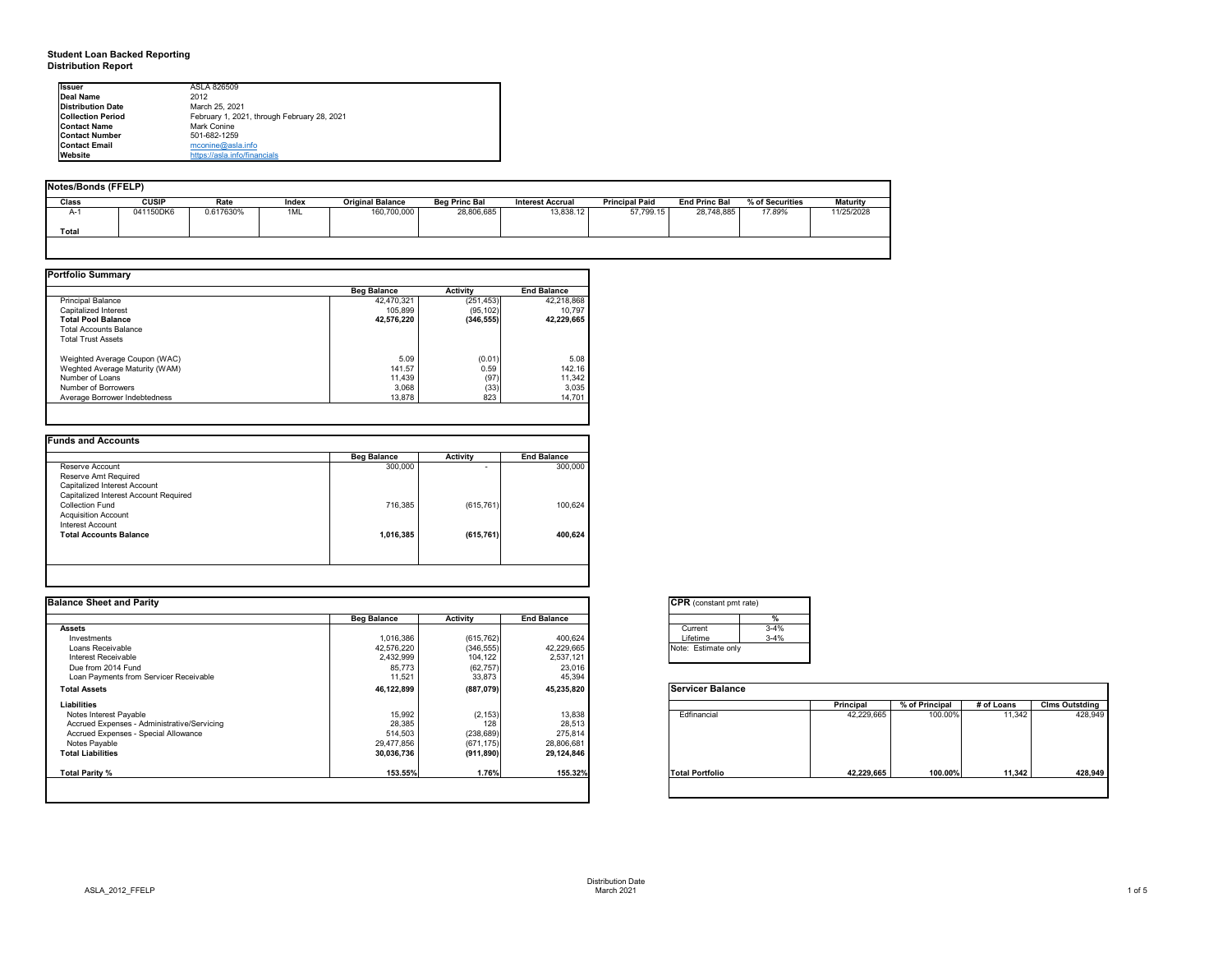# Student Loan Backed Reporting
## Distribution Report

| | |
|---|---|
| **Issuer** | ASLA 826509 |
| **Deal Name** | 2012 |
| **Distribution Date** | March 25, 2021 |
| **Collection Period** | February 1, 2021, through February 28, 2021 |
| **Contact Name** | Mark Conine |
| **Contact Number** | 501-682-1259 |
| **Contact Email** | mconine@asla.info |
| **Website** | https://asla.info/financials |

**Notes/Bonds (FFELP)**

| Class | CUSIP | Rate | Index | Original Balance | Beg Princ Bal | Interest Accrual | Principal Paid | End Princ Bal | % of Securities | Maturity |
|---|---|---|---|---|---|---|---|---|---|---|
| A-1 | 041150DK6 | 0.617630% | 1ML | 160,700,000 | 28,806,685 | 13,838.12 | 57,799.15 | 28,748,885 | 17.89% | 11/25/2028 |
| **Total** | | | | | | | | | | |

**Portfolio Summary**

| | Beg Balance | Activity | End Balance |
|---|---|---|---|
| Principal Balance | 42,470,321 | (251,453) | 42,218,868 |
| Capitalized Interest | 105,899 | (95,102) | 10,797 |
| **Total Pool Balance** | **42,576,220** | **(346,555)** | **42,229,665** |
| Total Accounts Balance | | | |
| Total Trust Assets | | | |
| Weighted Average Coupon (WAC) | 5.09 | (0.01) | 5.08 |
| Weghted Average Maturity (WAM) | 141.57 | 0.59 | 142.16 |
| Number of Loans | 11,439 | (97) | 11,342 |
| Number of Borrowers | 3,068 | (33) | 3,035 |
| Average Borrower Indebtedness | 13,878 | 823 | 14,701 |

**Funds and Accounts**

| | Beg Balance | Activity | End Balance |
|---|---|---|---|
| Reserve Account | 300,000 | - | 300,000 |
| Reserve Amt Required | | | |
| Capitalized Interest Account | | | |
| Capitalized Interest Account Required | | | |
| Collection Fund | 716,385 | (615,761) | 100,624 |
| Acquisition Account | | | |
| Interest Account | | | |
| **Total Accounts Balance** | **1,016,385** | **(615,761)** | **400,624** |

**Balance Sheet and Parity**

| | Beg Balance | Activity | End Balance |
|---|---|---|---|
| **Assets** | | | |
| Investments | 1,016,386 | (615,762) | 400,624 |
| Loans Receivable | 42,576,220 | (346,555) | 42,229,665 |
| Interest Receivable | 2,432,999 | 104,122 | 2,537,121 |
| Due from 2014 Fund | 85,773 | (62,757) | 23,016 |
| Loan Payments from Servicer Receivable | 11,521 | 33,873 | 45,394 |
| **Total Assets** | **46,122,899** | **(887,079)** | **45,235,820** |
| **Liabilities** | | | |
| Notes Interest Payable | 15,992 | (2,153) | 13,838 |
| Accrued Expenses - Administrative/Servicing | 28,385 | 128 | 28,513 |
| Accrued Expenses - Special Allowance | 514,503 | (238,689) | 275,814 |
| Notes Payable | 29,477,856 | (671,175) | 28,806,681 |
| **Total Liabilities** | **30,036,736** | **(911,890)** | **29,124,846** |
| **Total Parity %** | **153.55%** | **1.76%** | **155.32%** |

**CPR** (constant pmt rate)

| | % |
|---|---|
| Current | 3-4% |
| Lifetime | 3-4% |

Note: Estimate only

**Servicer Balance**

| | Principal | % of Principal | # of Loans | Clms Outstding |
|---|---|---|---|---|
| Edfinancial | 42,229,665 | 100.00% | 11,342 | 428,949 |
| **Total Portfolio** | **42,229,665** | **100.00%** | **11,342** | **428,949** |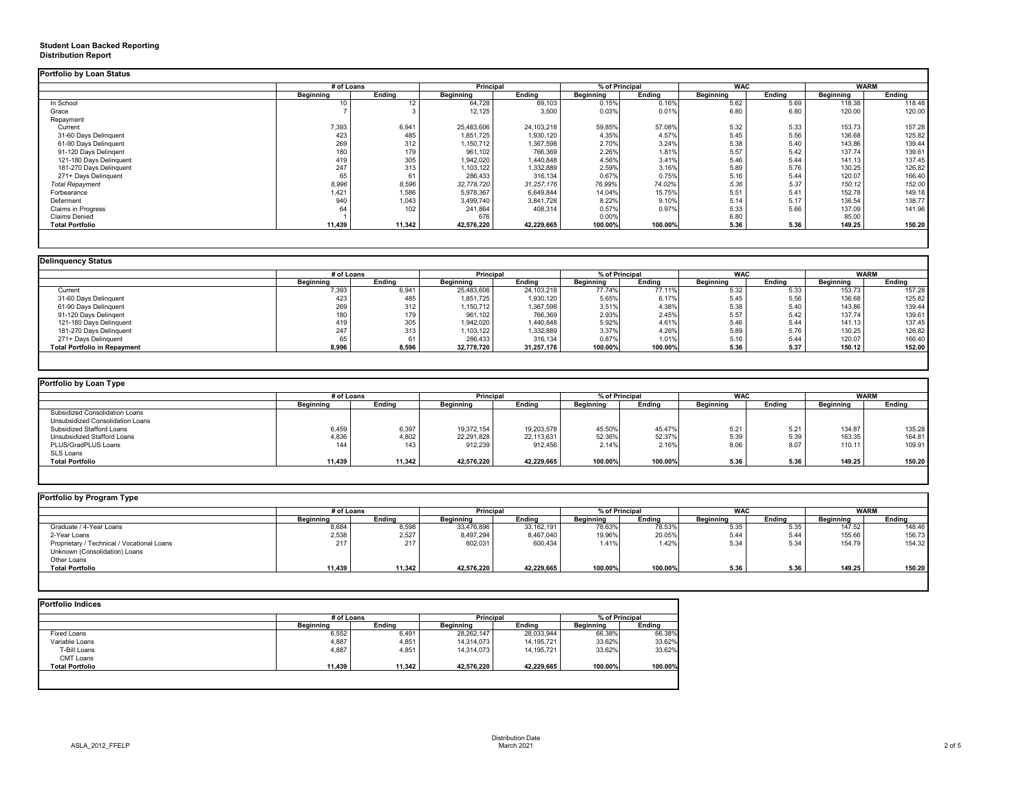**Student Loan Backed Reporting**
**Distribution Report**

**Portfolio by Loan Status**

| | # of Loans | | Principal | | % of Principal | | WAC | | WARM | |
|---|---|---|---|---|---|---|---|---|---|---|
| | Beginning | Ending | Beginning | Ending | Beginning | Ending | Beginning | Ending | Beginning | Ending |
| In School | 10 | 12 | 64,728 | 69,103 | 0.15% | 0.16% | 5.62 | 5.69 | 118.38 | 118.48 |
| Grace | 7 | 3 | 12,125 | 3,500 | 0.03% | 0.01% | 6.80 | 6.80 | 120.00 | 120.00 |
| Repayment | | | | | | | | | | |
| Current | 7,393 | 6,941 | 25,483,606 | 24,103,218 | 59.85% | 57.08% | 5.32 | 5.33 | 153.73 | 157.28 |
| 31-60 Days Delinquent | 423 | 485 | 1,851,725 | 1,930,120 | 4.35% | 4.57% | 5.45 | 5.56 | 136.68 | 125.82 |
| 61-90 Days Delinquent | 269 | 312 | 1,150,712 | 1,367,598 | 2.70% | 3.24% | 5.38 | 5.40 | 143.86 | 139.44 |
| 91-120 Days Delingent | 180 | 179 | 961,102 | 766,369 | 2.26% | 1.81% | 5.57 | 5.42 | 137.74 | 139.61 |
| 121-180 Days Delinquent | 419 | 305 | 1,942,020 | 1,440,848 | 4.56% | 3.41% | 5.46 | 5.44 | 141.13 | 137.45 |
| 181-270 Days Delinquent | 247 | 313 | 1,103,122 | 1,332,889 | 2.59% | 3.16% | 5.89 | 5.76 | 130.25 | 126.82 |
| 271+ Days Delinquent | 65 | 61 | 286,433 | 316,134 | 0.67% | 0.75% | 5.16 | 5.44 | 120.07 | 166.40 |
| *Total Repayment* | *8,996* | *8,596* | *32,778,720* | *31,257,176* | *76.99%* | *74.02%* | *5.36* | *5.37* | *150.12* | *152.00* |
| Forbearance | 1,421 | 1,586 | 5,978,367 | 6,649,844 | 14.04% | 15.75% | 5.51 | 5.41 | 152.78 | 149.18 |
| Deferment | 940 | 1,043 | 3,499,740 | 3,841,728 | 8.22% | 9.10% | 5.14 | 5.17 | 136.54 | 138.77 |
| Claims in Progress | 64 | 102 | 241,864 | 408,314 | 0.57% | 0.97% | 5.33 | 5.66 | 137.09 | 141.96 |
| Claims Denied | 1 | | 676 | | 0.00% | | 6.80 | | 85.00 | |
| **Total Portfolio** | **11,439** | **11,342** | **42,576,220** | **42,229,665** | **100.00%** | **100.00%** | **5.36** | **5.36** | **149.25** | **150.20** |

**Delinquency Status**

| | # of Loans | | Principal | | % of Principal | | WAC | | WARM | |
|---|---|---|---|---|---|---|---|---|---|---|
| | Beginning | Ending | Beginning | Ending | Beginning | Ending | Beginning | Ending | Beginning | Ending |
| Current | 7,393 | 6,941 | 25,483,606 | 24,103,218 | 77.74% | 77.11% | 5.32 | 5.33 | 153.73 | 157.28 |
| 31-60 Days Delinquent | 423 | 485 | 1,851,725 | 1,930,120 | 5.65% | 6.17% | 5.45 | 5.56 | 136.68 | 125.82 |
| 61-90 Days Delinquent | 269 | 312 | 1,150,712 | 1,367,598 | 3.51% | 4.38% | 5.38 | 5.40 | 143.86 | 139.44 |
| 91-120 Days Delingent | 180 | 179 | 961,102 | 766,369 | 2.93% | 2.45% | 5.57 | 5.42 | 137.74 | 139.61 |
| 121-180 Days Delinquent | 419 | 305 | 1,942,020 | 1,440,848 | 5.92% | 4.61% | 5.46 | 5.44 | 141.13 | 137.45 |
| 181-270 Days Delinquent | 247 | 313 | 1,103,122 | 1,332,889 | 3.37% | 4.26% | 5.89 | 5.76 | 130.25 | 126.82 |
| 271+ Days Delinquent | 65 | 61 | 286,433 | 316,134 | 0.87% | 1.01% | 5.16 | 5.44 | 120.07 | 166.40 |
| **Total Portfolio in Repayment** | **8,996** | **8,596** | **32,778,720** | **31,257,176** | **100.00%** | **100.00%** | **5.36** | **5.37** | **150.12** | **152.00** |

**Portfolio by Loan Type**

| | # of Loans | | Principal | | % of Principal | | WAC | | WARM | |
|---|---|---|---|---|---|---|---|---|---|---|
| | Beginning | Ending | Beginning | Ending | Beginning | Ending | Beginning | Ending | Beginning | Ending |
| Subsidized Consolidation Loans | | | | | | | | | | |
| Unsubsidized Consolidation Loans | | | | | | | | | | |
| Subsidized Stafford Loans | 6,459 | 6,397 | 19,372,154 | 19,203,578 | 45.50% | 45.47% | 5.21 | 5.21 | 134.87 | 135.28 |
| Unsubsidized Stafford Loans | 4,836 | 4,802 | 22,291,828 | 22,113,631 | 52.36% | 52.37% | 5.39 | 5.39 | 163.35 | 164.81 |
| PLUS/GradPLUS Loans | 144 | 143 | 912,239 | 912,456 | 2.14% | 2.16% | 8.06 | 8.07 | 110.11 | 109.91 |
| SLS Loans | | | | | | | | | | |
| **Total Portfolio** | **11,439** | **11,342** | **42,576,220** | **42,229,665** | **100.00%** | **100.00%** | **5.36** | **5.36** | **149.25** | **150.20** |

**Portfolio by Program Type**

| | # of Loans | | Principal | | % of Principal | | WAC | | WARM | |
|---|---|---|---|---|---|---|---|---|---|---|
| | Beginning | Ending | Beginning | Ending | Beginning | Ending | Beginning | Ending | Beginning | Ending |
| Graduate / 4-Year Loans | 8,684 | 8,598 | 33,476,896 | 33,162,191 | 78.63% | 78.53% | 5.35 | 5.35 | 147.52 | 148.46 |
| 2-Year Loans | 2,538 | 2,527 | 8,497,294 | 8,467,040 | 19.96% | 20.05% | 5.44 | 5.44 | 155.66 | 156.73 |
| Proprietary / Technical / Vocational Loans | 217 | 217 | 602,031 | 600,434 | 1.41% | 1.42% | 5.34 | 5.34 | 154.79 | 154.32 |
| Unknown (Consolidation) Loans | | | | | | | | | | |
| Other Loans | | | | | | | | | | |
| **Total Portfolio** | **11,439** | **11,342** | **42,576,220** | **42,229,665** | **100.00%** | **100.00%** | **5.36** | **5.36** | **149.25** | **150.20** |

**Portfolio Indices**

| | # of Loans | | Principal | | % of Principal | |
|---|---|---|---|---|---|---|
| | Beginning | Ending | Beginning | Ending | Beginning | Ending |
| Fixed Loans | 6,552 | 6,491 | 28,262,147 | 28,033,944 | 66.38% | 66.38% |
| Variable Loans | 4,887 | 4,851 | 14,314,073 | 14,195,721 | 33.62% | 33.62% |
| T-Bill Loans | 4,887 | 4,851 | 14,314,073 | 14,195,721 | 33.62% | 33.62% |
| CMT Loans | | | | | | |
| **Total Portfolio** | **11,439** | **11,342** | **42,576,220** | **42,229,665** | **100.00%** | **100.00%** |

Distribution Date
March 2021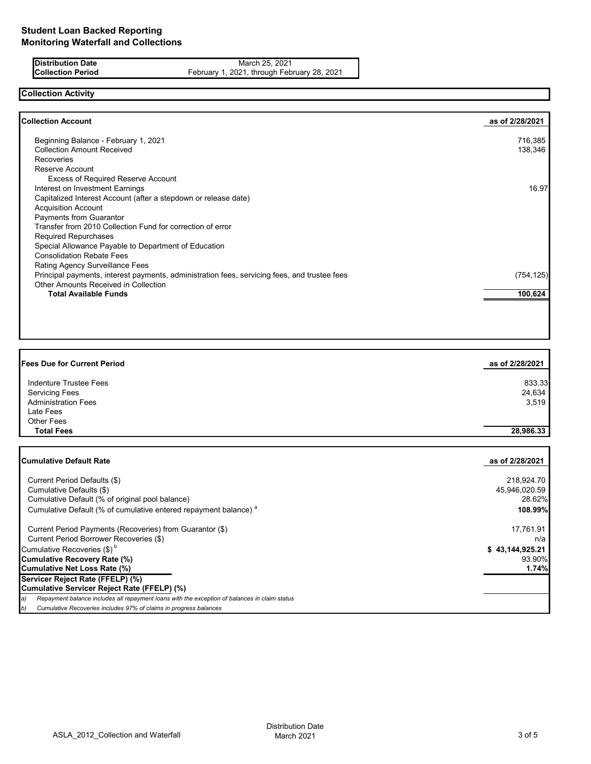# Student Loan Backed Reporting
# Monitoring Waterfall and Collections

| | |
|---|---|
| **Distribution Date** | March 25, 2021 |
| **Collection Period** | February 1, 2021, through February 28, 2021 |

## Collection Activity

| **Collection Account** | **as of 2/28/2021** |
|---|---|
| Beginning Balance - February 1, 2021 | 716,385 |
| Collection Amount Received | 138,346 |
| Recoveries | |
| Reserve Account | |
| Excess of Required Reserve Account | |
| Interest on Investment Earnings | 16.97 |
| Capitalized Interest Account (after a stepdown or release date) | |
| Acquisition Account | |
| Payments from Guarantor | |
| Transfer from 2010 Collection Fund for correction of error | |
| Required Repurchases | |
| Special Allowance Payable to Department of Education | |
| Consolidation Rebate Fees | |
| Rating Agency Surveillance Fees | |
| Principal payments, interest payments, administration fees, servicing fees, and trustee fees | (754,125) |
| Other Amounts Received in Collection | |
| **Total Available Funds** | **100,624** |

| **Fees Due for Current Period** | **as of 2/28/2021** |
|---|---|
| Indenture Trustee Fees | 833.33 |
| Servicing Fees | 24,634 |
| Administration Fees | 3,519 |
| Late Fees | |
| Other Fees | |
| **Total Fees** | **28,986.33** |

| **Cumulative Default Rate** | **as of 2/28/2021** |
|---|---|
| Current Period Defaults ($) | 218,924.70 |
| Cumulative Defaults ($) | 45,946,020.59 |
| Cumulative Default (% of original pool balance) | 28.62% |
| Cumulative Default (% of cumulative entered repayment balance) [a] | **108.99%** |
| Current Period Payments (Recoveries) from Guarantor ($) | 17,761.91 |
| Current Period Borrower Recoveries ($) | n/a |
| Cumulative Recoveries ($) [b] | **$ 43,144,925.21** |
| **Cumulative Recovery Rate (%)** | 93.90% |
| **Cumulative Net Loss Rate (%)** | **1.74%** |
| **Servicer Reject Rate (FFELP) (%)** | |
| **Cumulative Servicer Reject Rate (FFELP) (%)** | |

*a) Repayment balance includes all repayment loans with the exception of balances in claim status*

*b) Cumulative Recoveries includes 97% of claims in progress balances*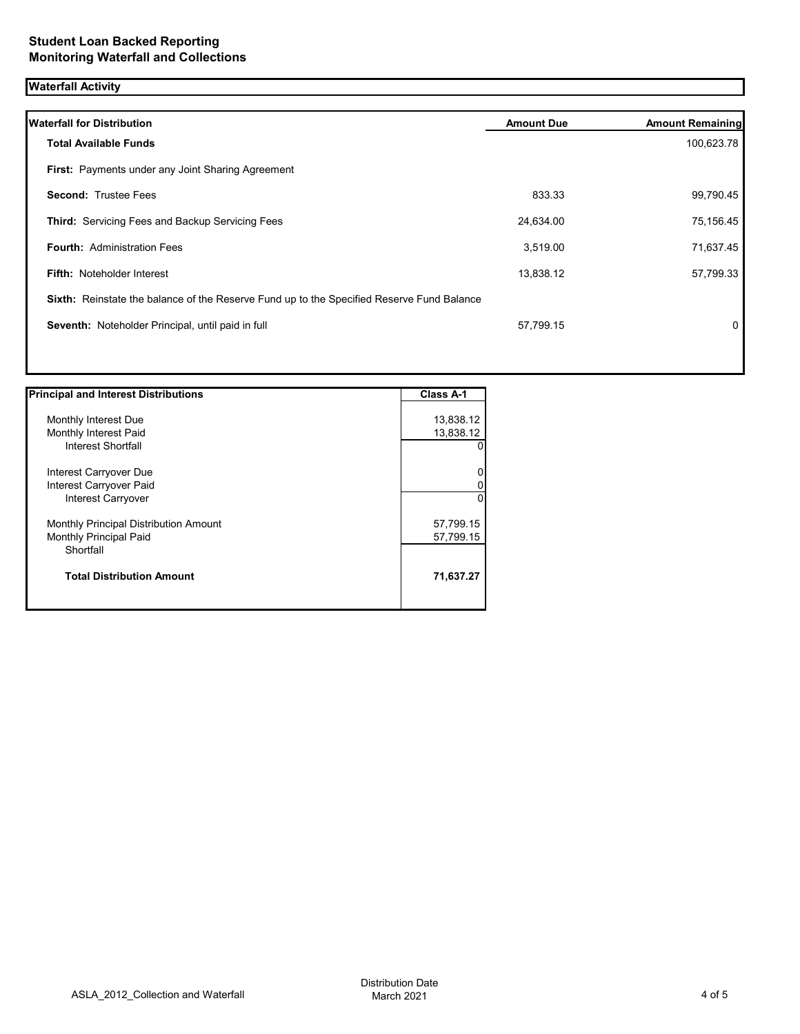## Student Loan Backed Reporting
## Monitoring Waterfall and Collections

### Waterfall Activity

| Waterfall for Distribution | Amount Due | Amount Remaining |
|---|---|---|
| **Total Available Funds** | | 100,623.78 |
| **First:** Payments under any Joint Sharing Agreement | | |
| **Second:** Trustee Fees | 833.33 | 99,790.45 |
| **Third:** Servicing Fees and Backup Servicing Fees | 24,634.00 | 75,156.45 |
| **Fourth:** Administration Fees | 3,519.00 | 71,637.45 |
| **Fifth:** Noteholder Interest | 13,838.12 | 57,799.33 |
| **Sixth:** Reinstate the balance of the Reserve Fund up to the Specified Reserve Fund Balance | | |
| **Seventh:** Noteholder Principal, until paid in full | 57,799.15 | 0 |

| Principal and Interest Distributions | Class A-1 |
|---|---|
| Monthly Interest Due | 13,838.12 |
| Monthly Interest Paid | 13,838.12 |
| Interest Shortfall | 0 |
| Interest Carryover Due | 0 |
| Interest Carryover Paid | 0 |
| Interest Carryover | 0 |
| Monthly Principal Distribution Amount | 57,799.15 |
| Monthly Principal Paid | 57,799.15 |
| Shortfall | |
| **Total Distribution Amount** | **71,637.27** |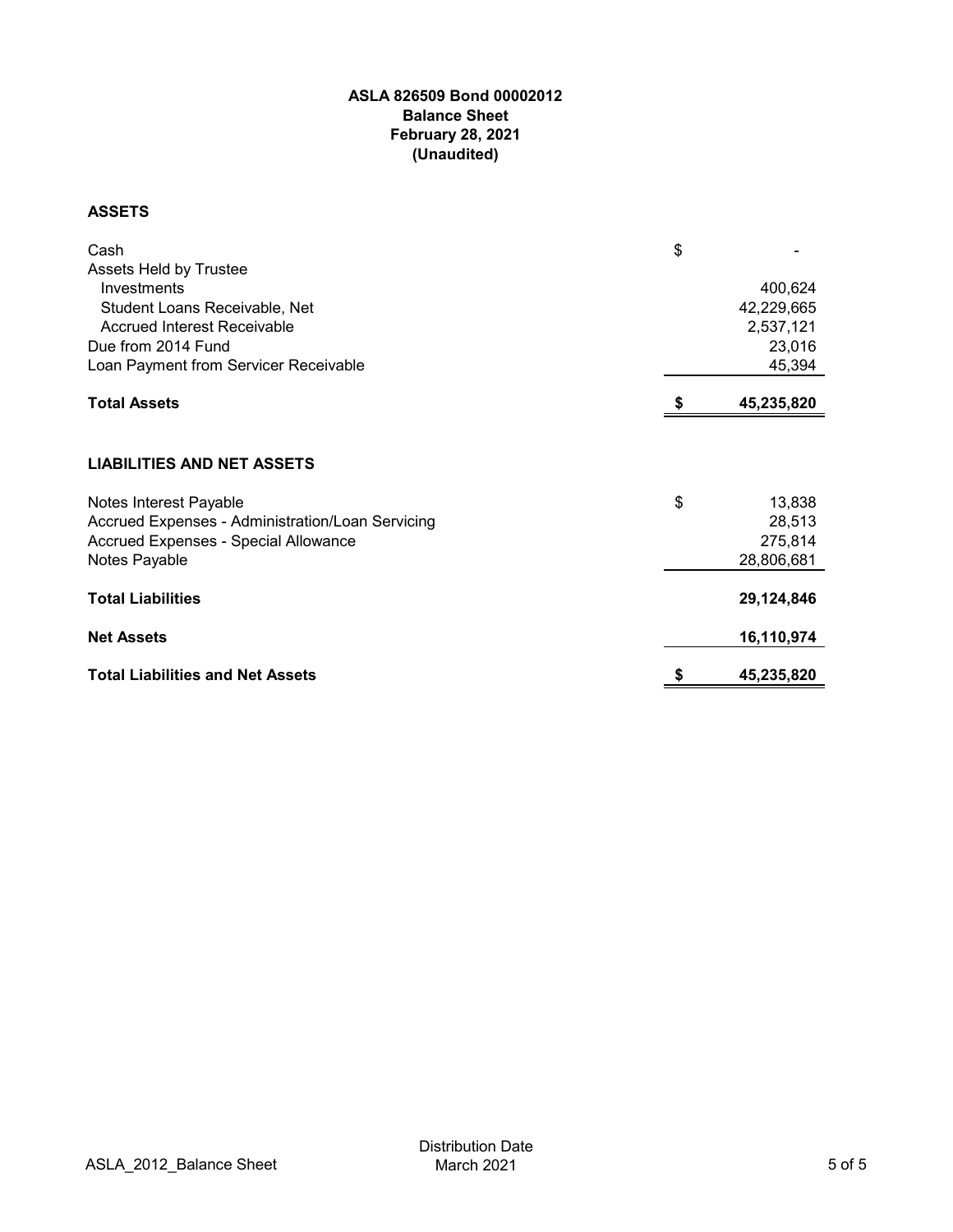**ASLA 826509 Bond 00002012**
**Balance Sheet**
**February 28, 2021**
**(Unaudited)**

## ASSETS

| | | |
|---|---|---|
| Cash | $ | - |
| Assets Held by Trustee | | |
| Investments | | 400,624 |
| Student Loans Receivable, Net | | 42,229,665 |
| Accrued Interest Receivable | | 2,537,121 |
| Due from 2014 Fund | | 23,016 |
| Loan Payment from Servicer Receivable | | 45,394 |
| **Total Assets** | **$** | **45,235,820** |

## LIABILITIES AND NET ASSETS

| | | |
|---|---|---|
| Notes Interest Payable | $ | 13,838 |
| Accrued Expenses - Administration/Loan Servicing | | 28,513 |
| Accrued Expenses - Special Allowance | | 275,814 |
| Notes Payable | | 28,806,681 |
| **Total Liabilities** | | **29,124,846** |
| **Net Assets** | | **16,110,974** |
| **Total Liabilities and Net Assets** | **$** | **45,235,820** |

ASLA_2012_Balance Sheet

Distribution Date
March 2021